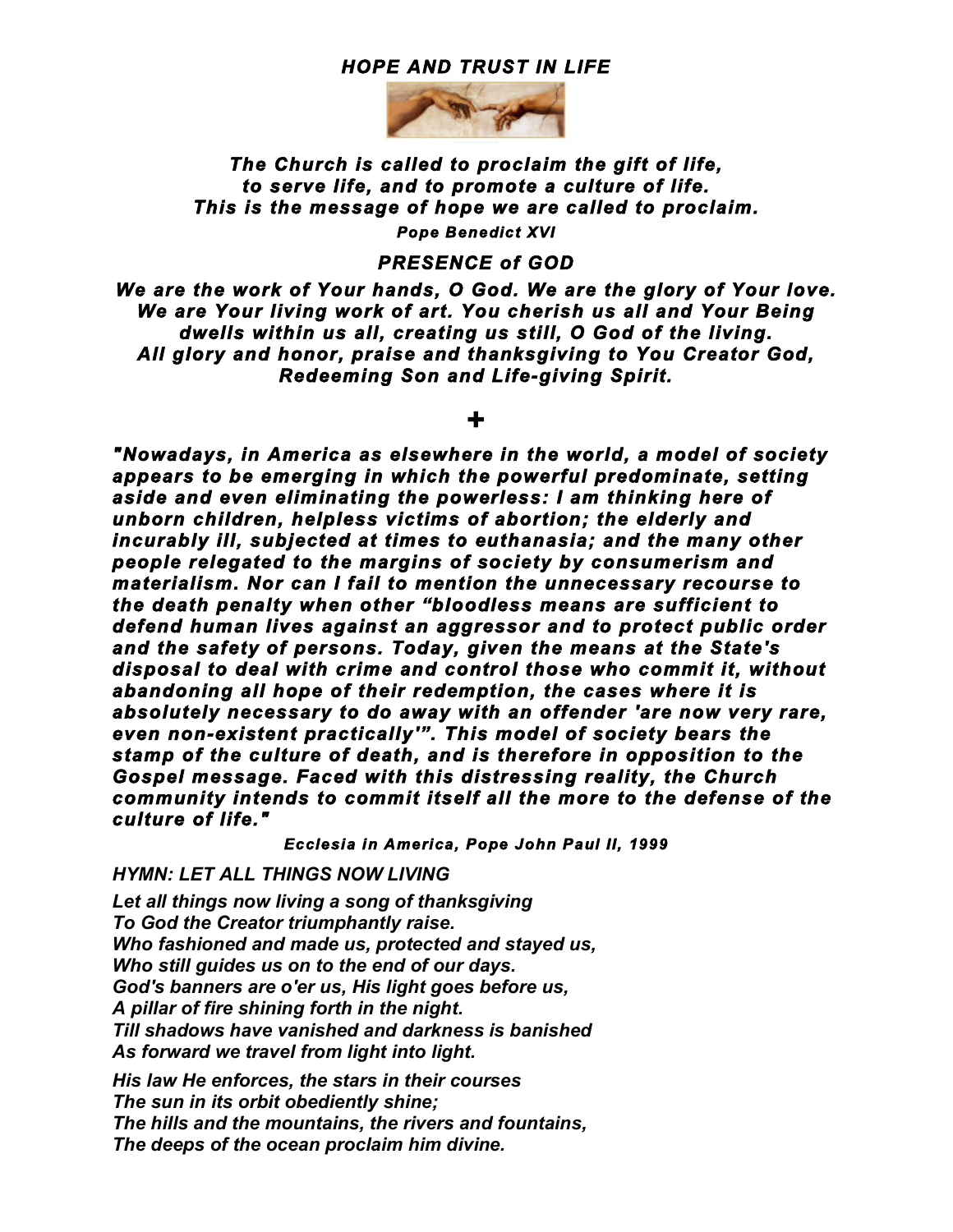# *HOPE AND TRUST IN LIFE*

***The Church is called to proclaim the gift of life,***
***to serve life, and to promote a culture of life.***
***This is the message of hope we are called to proclaim.***

***Pope Benedict XVI***

## *PRESENCE of GOD*

***We are the work of Your hands, O God. We are the glory of Your love. We are Your living work of art. You cherish us all and Your Being dwells within us all, creating us still, O God of the living. All glory and honor, praise and thanksgiving to You Creator God, Redeeming Son and Life-giving Spirit.***

**+**

***"Nowadays, in America as elsewhere in the world, a model of society appears to be emerging in which the powerful predominate, setting aside and even eliminating the powerless: I am thinking here of unborn children, helpless victims of abortion; the elderly and incurably ill, subjected at times to euthanasia; and the many other people relegated to the margins of society by consumerism and materialism. Nor can I fail to mention the unnecessary recourse to the death penalty when other "bloodless means are sufficient to defend human lives against an aggressor and to protect public order and the safety of persons. Today, given the means at the State's disposal to deal with crime and control those who commit it, without abandoning all hope of their redemption, the cases where it is absolutely necessary to do away with an offender 'are now very rare, even non-existent practically'". This model of society bears the stamp of the culture of death, and is therefore in opposition to the Gospel message. Faced with this distressing reality, the Church community intends to commit itself all the more to the defense of the culture of life."***

***Ecclesia in America, Pope John Paul II, 1999***

*HYMN: LET ALL THINGS NOW LIVING*

***Let all things now living a song of thanksgiving***
***To God the Creator triumphantly raise.***
***Who fashioned and made us, protected and stayed us,***
***Who still guides us on to the end of our days.***
***God's banners are o'er us, His light goes before us,***
***A pillar of fire shining forth in the night.***
***Till shadows have vanished and darkness is banished***
***As forward we travel from light into light.***

***His law He enforces, the stars in their courses***
***The sun in its orbit obediently shine;***
***The hills and the mountains, the rivers and fountains,***
***The deeps of the ocean proclaim him divine.***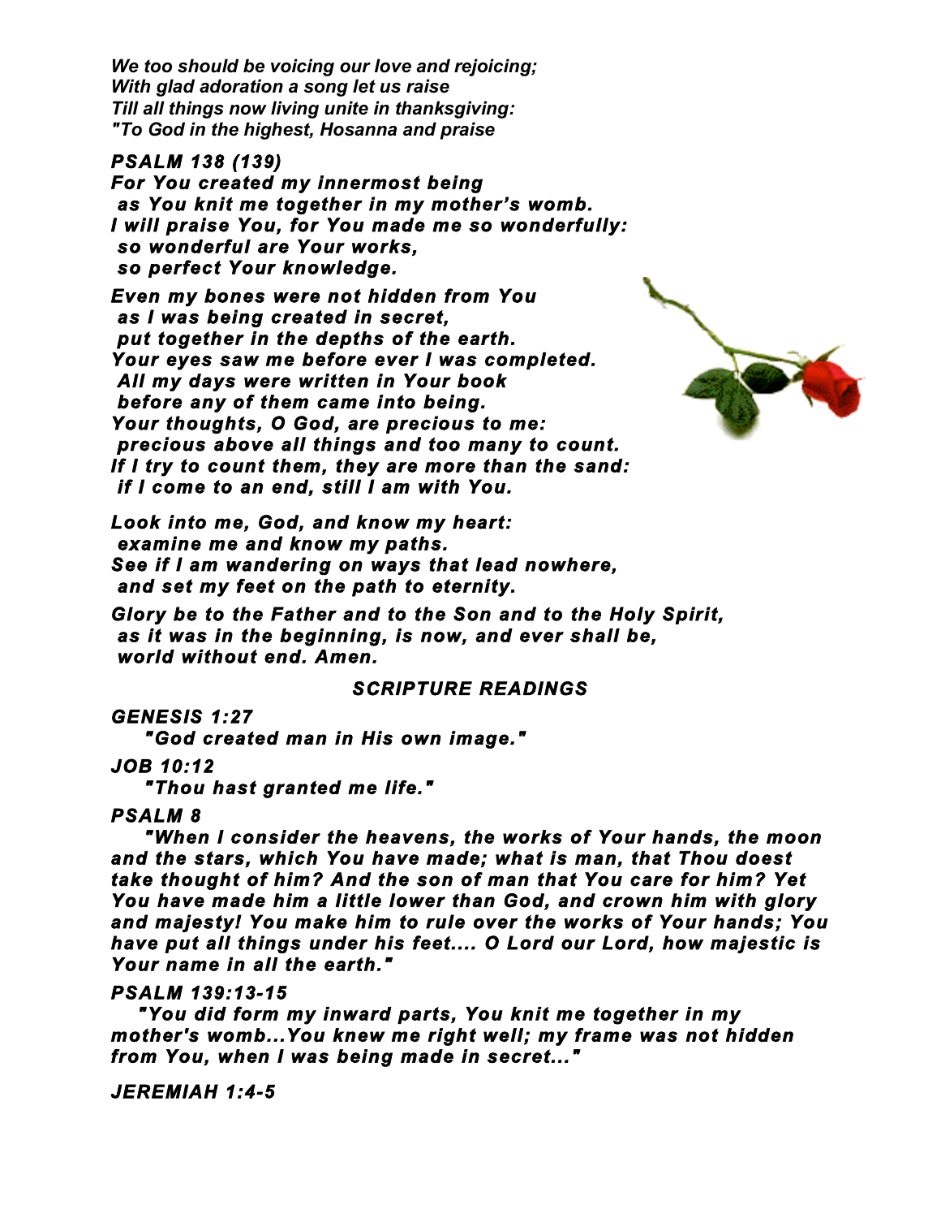*We too should be voicing our love and rejoicing;*
*With glad adoration a song let us raise*
*Till all things now living unite in thanksgiving:*
*"To God in the highest, Hosanna and praise*

***PSALM 138 (139)***

***For You created my innermost being***
***as You knit me together in my mother's womb.***
***I will praise You, for You made me so wonderfully:***
***so wonderful are Your works,***
***so perfect Your knowledge.***

***Even my bones were not hidden from You***
***as I was being created in secret,***
***put together in the depths of the earth.***
***Your eyes saw me before ever I was completed.***
***All my days were written in Your book***
***before any of them came into being.***
***Your thoughts, O God, are precious to me:***
***precious above all things and too many to count.***
***If I try to count them, they are more than the sand:***
***if I come to an end, still I am with You.***

***Look into me, God, and know my heart:***
***examine me and know my paths.***
***See if I am wandering on ways that lead nowhere,***
***and set my feet on the path to eternity.***

***Glory be to the Father and to the Son and to the Holy Spirit,***
***as it was in the beginning, is now, and ever shall be,***
***world without end. Amen.***

## ***SCRIPTURE READINGS***

***GENESIS 1:27***

***"God created man in His own image."***

***JOB 10:12***

***"Thou hast granted me life."***

***PSALM 8***

***"When I consider the heavens, the works of Your hands, the moon and the stars, which You have made; what is man, that Thou doest take thought of him? And the son of man that You care for him? Yet You have made him a little lower than God, and crown him with glory and majesty! You make him to rule over the works of Your hands; You have put all things under his feet.... O Lord our Lord, how majestic is Your name in all the earth."***

***PSALM 139:13-15***

***"You did form my inward parts, You knit me together in my mother's womb...You knew me right well; my frame was not hidden from You, when I was being made in secret..."***

***JEREMIAH 1:4-5***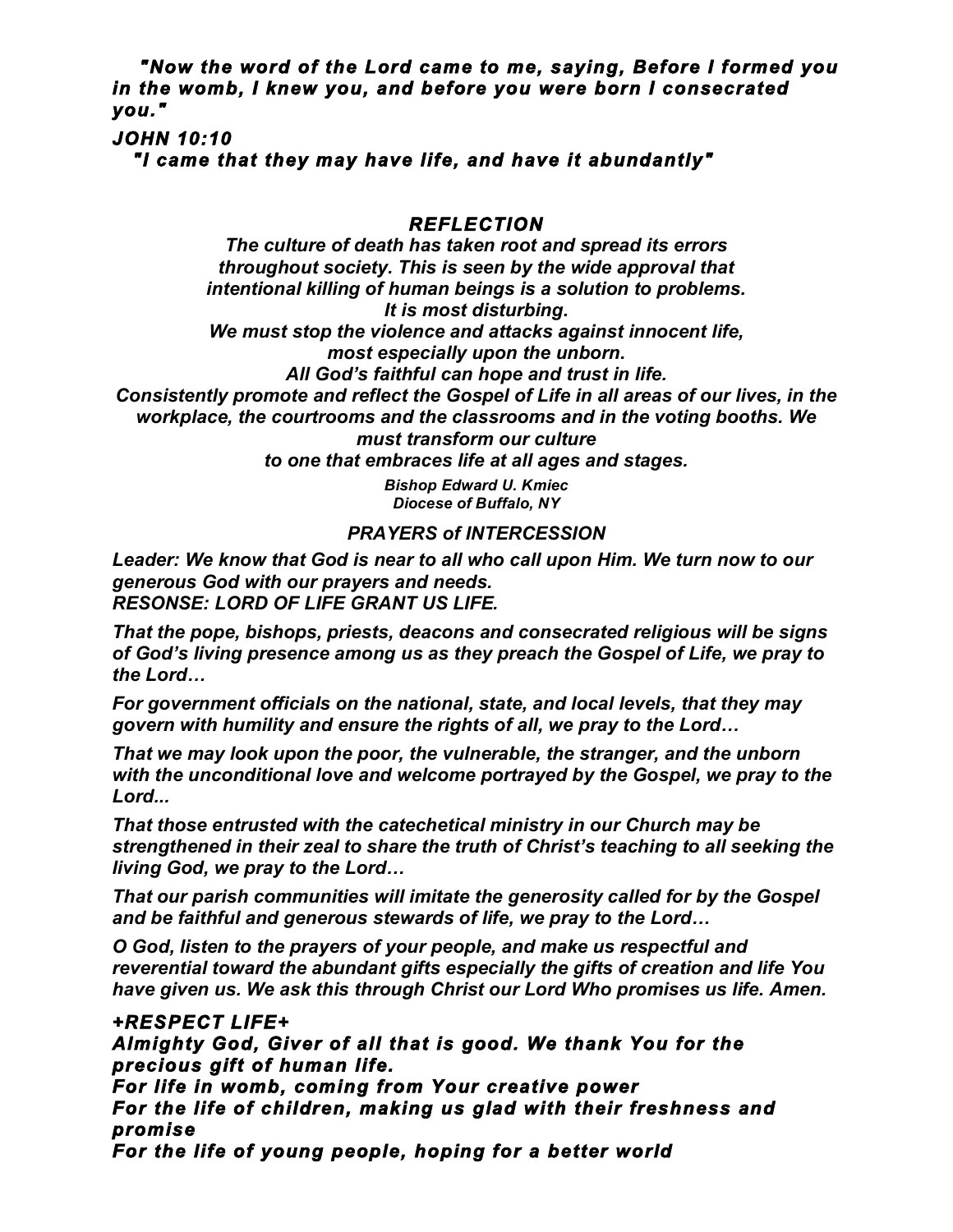*"Now the word of the Lord came to me, saying, Before I formed you in the womb, I knew you, and before you were born I consecrated you."*

***JOHN 10:10***

*"I came that they may have life, and have it abundantly"*

### *REFLECTION*

*The culture of death has taken root and spread its errors throughout society. This is seen by the wide approval that intentional killing of human beings is a solution to problems.*
*It is most disturbing.*
*We must stop the violence and attacks against innocent life, most especially upon the unborn.*
*All God's faithful can hope and trust in life.*
*Consistently promote and reflect the Gospel of Life in all areas of our lives, in the workplace, the courtrooms and the classrooms and in the voting booths. We must transform our culture to one that embraces life at all ages and stages.*

*Bishop Edward U. Kmiec*
*Diocese of Buffalo, NY*

### *PRAYERS of INTERCESSION*

*Leader: We know that God is near to all who call upon Him. We turn now to our generous God with our prayers and needs.*
*RESONSE: LORD OF LIFE GRANT US LIFE.*

*That the pope, bishops, priests, deacons and consecrated religious will be signs of God's living presence among us as they preach the Gospel of Life, we pray to the Lord…*

*For government officials on the national, state, and local levels, that they may govern with humility and ensure the rights of all, we pray to the Lord…*

*That we may look upon the poor, the vulnerable, the stranger, and the unborn with the unconditional love and welcome portrayed by the Gospel, we pray to the Lord...*

*That those entrusted with the catechetical ministry in our Church may be strengthened in their zeal to share the truth of Christ's teaching to all seeking the living God, we pray to the Lord…*

*That our parish communities will imitate the generosity called for by the Gospel and be faithful and generous stewards of life, we pray to the Lord…*

*O God, listen to the prayers of your people, and make us respectful and reverential toward the abundant gifts especially the gifts of creation and life You have given us. We ask this through Christ our Lord Who promises us life. Amen.*

### *+RESPECT LIFE+*

*Almighty God, Giver of all that is good. We thank You for the precious gift of human life.*
*For life in womb, coming from Your creative power*
*For the life of children, making us glad with their freshness and promise*
*For the life of young people, hoping for a better world*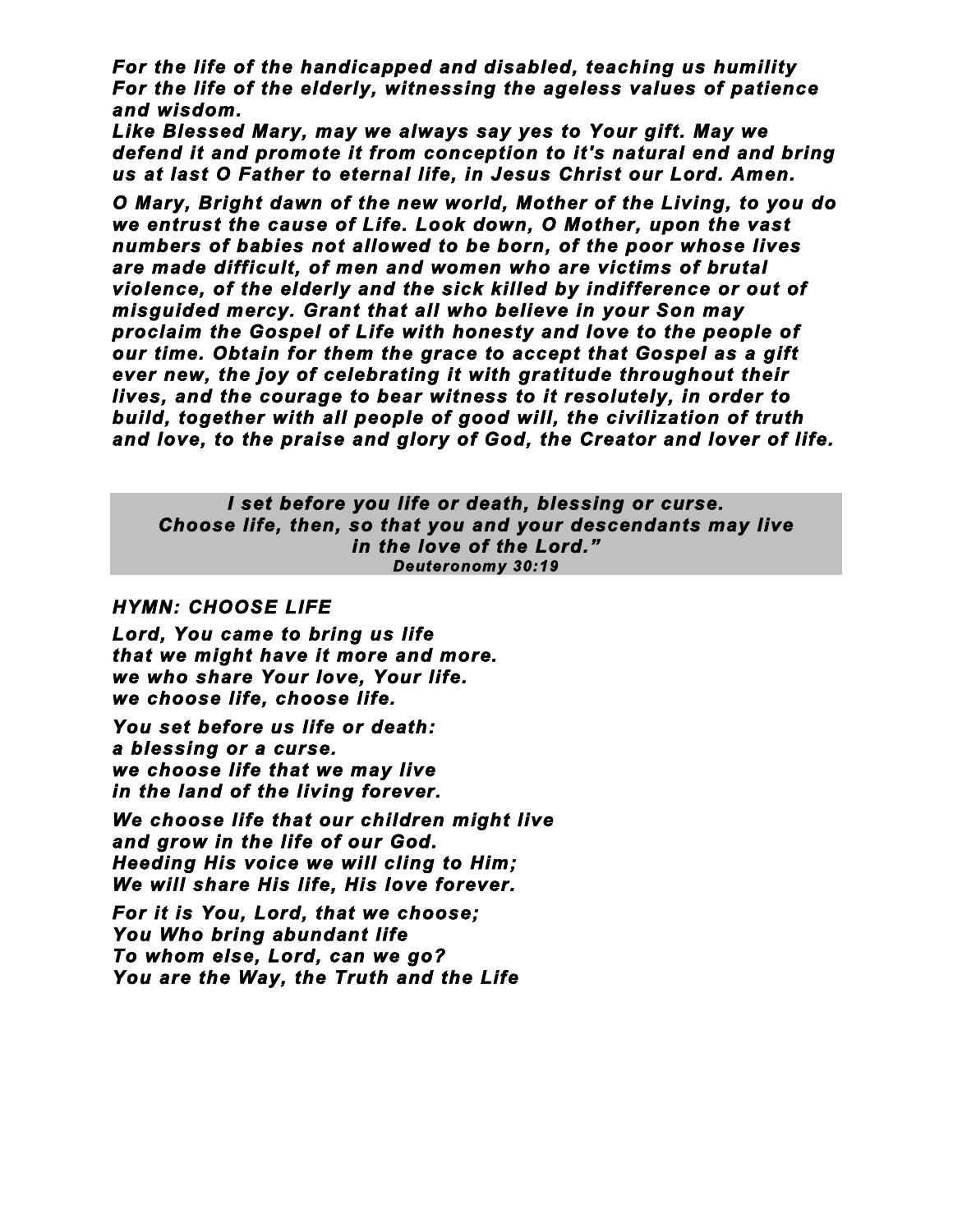*For the life of the handicapped and disabled, teaching us humility*
*For the life of the elderly, witnessing the ageless values of patience and wisdom.*
*Like Blessed Mary, may we always say yes to Your gift. May we defend it and promote it from conception to it's natural end and bring us at last O Father to eternal life, in Jesus Christ our Lord. Amen.*

*O Mary, Bright dawn of the new world, Mother of the Living, to you do we entrust the cause of Life. Look down, O Mother, upon the vast numbers of babies not allowed to be born, of the poor whose lives are made difficult, of men and women who are victims of brutal violence, of the elderly and the sick killed by indifference or out of misguided mercy. Grant that all who believe in your Son may proclaim the Gospel of Life with honesty and love to the people of our time. Obtain for them the grace to accept that Gospel as a gift ever new, the joy of celebrating it with gratitude throughout their lives, and the courage to bear witness to it resolutely, in order to build, together with all people of good will, the civilization of truth and love, to the praise and glory of God, the Creator and lover of life.*

> *I set before you life or death, blessing or curse.*
> *Choose life, then, so that you and your descendants may live in the love of the Lord."*
> *Deuteronomy 30:19*

### *HYMN: CHOOSE LIFE*

*Lord, You came to bring us life*
*that we might have it more and more.*
*we who share Your love, Your life.*
*we choose life, choose life.*

*You set before us life or death:*
*a blessing or a curse.*
*we choose life that we may live*
*in the land of the living forever.*

*We choose life that our children might live*
*and grow in the life of our God.*
*Heeding His voice we will cling to Him;*
*We will share His life, His love forever.*

*For it is You, Lord, that we choose;*
*You Who bring abundant life*
*To whom else, Lord, can we go?*
*You are the Way, the Truth and the Life*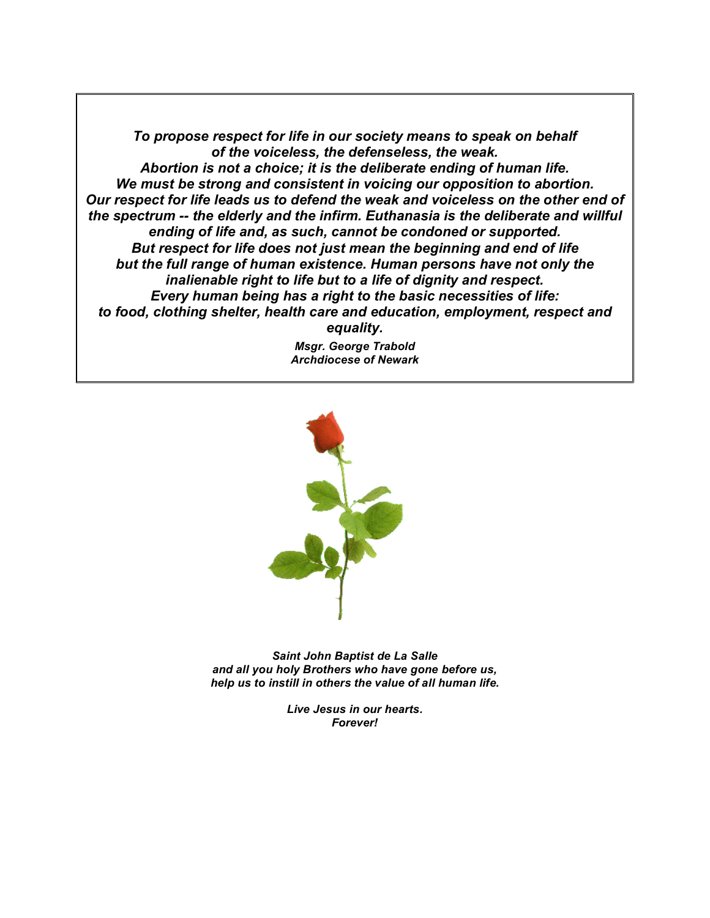*To propose respect for life in our society means to speak on behalf of the voiceless, the defenseless, the weak.*
*Abortion is not a choice; it is the deliberate ending of human life.*
*We must be strong and consistent in voicing our opposition to abortion.*
*Our respect for life leads us to defend the weak and voiceless on the other end of the spectrum -- the elderly and the infirm. Euthanasia is the deliberate and willful ending of life and, as such, cannot be condoned or supported.*
*But respect for life does not just mean the beginning and end of life but the full range of human existence. Human persons have not only the inalienable right to life but to a life of dignity and respect.*
*Every human being has a right to the basic necessities of life:*
*to food, clothing shelter, health care and education, employment, respect and equality.*

*Msgr. George Trabold*
*Archdiocese of Newark*

*Saint John Baptist de La Salle*
*and all you holy Brothers who have gone before us,*
*help us to instill in others the value of all human life.*

*Live Jesus in our hearts.*
*Forever!*